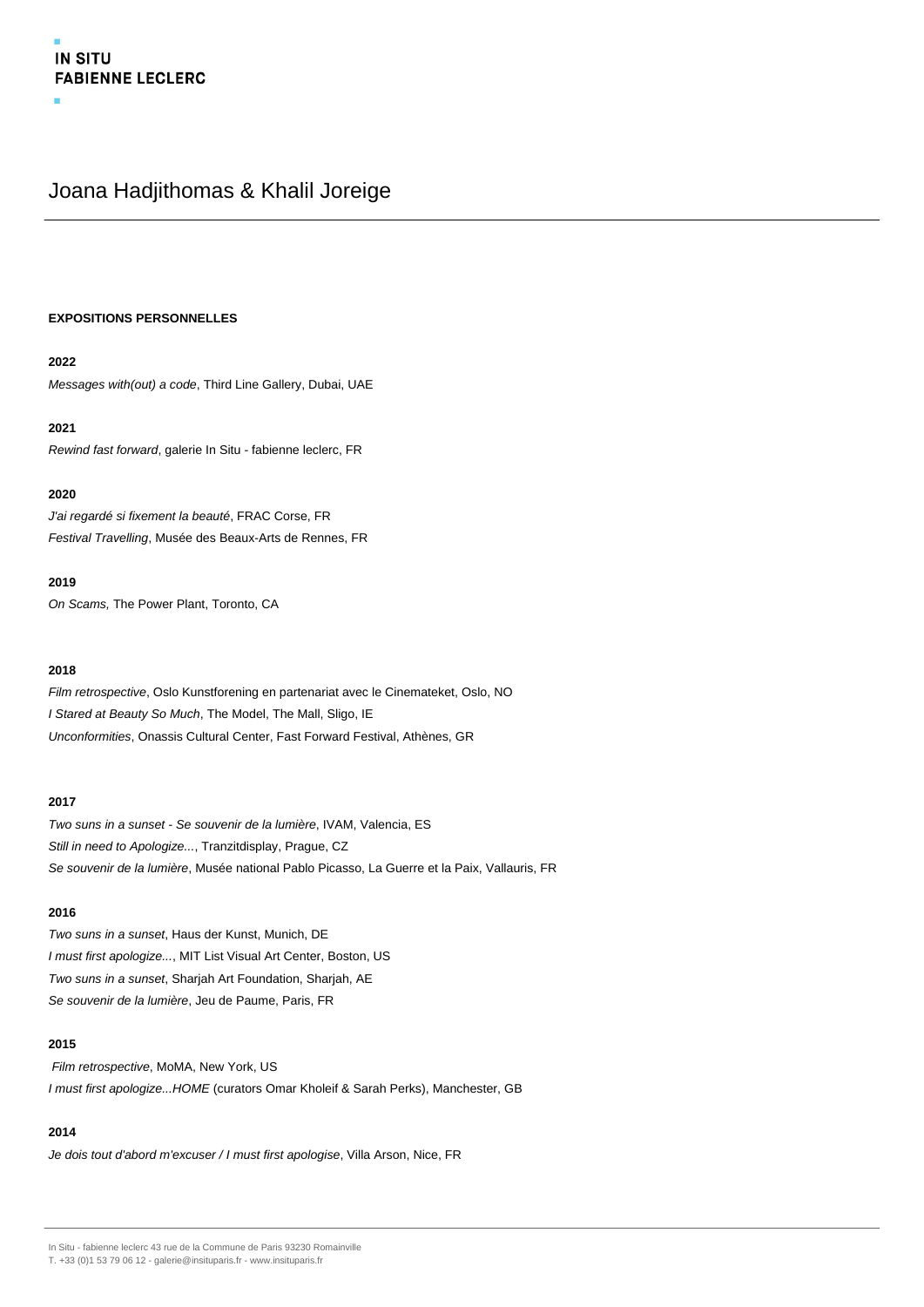# Joana Hadjithomas & Khalil Joreige

## EXPOSITIONS PERSONNELLES

**2022**

*Messages with(out) a code*, Third Line Gallery, Dubai, UAE

**2021**

*Rewind fast forward*, galerie In Situ - fabienne leclerc, FR

**2020**

*J'ai regardé si fixement la beauté*, FRAC Corse, FR

*Festival Travelling*, Musée des Beaux-Arts de Rennes, FR

**2019**

*On Scams,* The Power Plant, Toronto, CA

**2018**

*Film retrospective*, Oslo Kunstforening en partenariat avec le Cinemateket, Oslo, NO

*I Stared at Beauty So Much*, The Model, The Mall, Sligo, IE

*Unconformities*, Onassis Cultural Center, Fast Forward Festival, Athènes, GR

**2017**

*Two suns in a sunset - Se souvenir de la lumière*, IVAM, Valencia, ES

*Still in need to Apologize...*, Tranzitdisplay, Prague, CZ

*Se souvenir de la lumière*, Musée national Pablo Picasso, La Guerre et la Paix, Vallauris, FR

**2016**

*Two suns in a sunset*, Haus der Kunst, Munich, DE

*I must first apologize...*, MIT List Visual Art Center, Boston, US

*Two suns in a sunset*, Sharjah Art Foundation, Sharjah, AE

*Se souvenir de la lumière*, Jeu de Paume, Paris, FR

**2015**

*Film retrospective*, MoMA, New York, US

*I must first apologize...HOME* (curators Omar Kholeif & Sarah Perks), Manchester, GB

**2014**

*Je dois tout d'abord m'excuser / I must first apologise*, Villa Arson, Nice, FR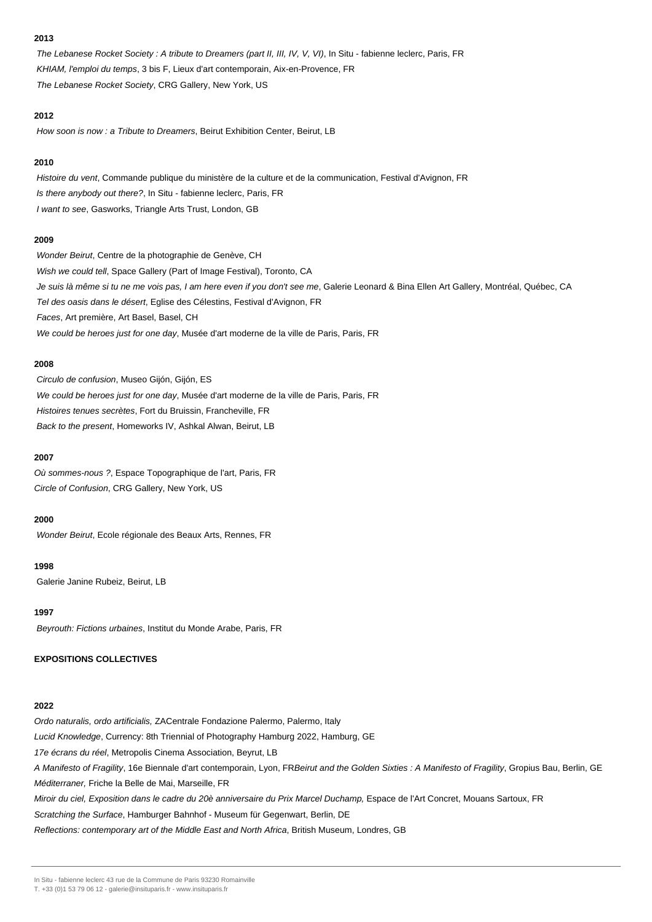**2013**

*The Lebanese Rocket Society : A tribute to Dreamers (part II, III, IV, V, VI)*, In Situ - fabienne leclerc, Paris, FR

*KHIAM, l'emploi du temps*, 3 bis F, Lieux d'art contemporain, Aix-en-Provence, FR

*The Lebanese Rocket Society*, CRG Gallery, New York, US

**2012**

*How soon is now : a Tribute to Dreamers*, Beirut Exhibition Center, Beirut, LB

**2010**

*Histoire du vent*, Commande publique du ministère de la culture et de la communication, Festival d'Avignon, FR

*Is there anybody out there?*, In Situ - fabienne leclerc, Paris, FR

*I want to see*, Gasworks, Triangle Arts Trust, London, GB

**2009**

*Wonder Beirut*, Centre de la photographie de Genève, CH

*Wish we could tell*, Space Gallery (Part of Image Festival), Toronto, CA

*Je suis là même si tu ne me vois pas, I am here even if you don't see me*, Galerie Leonard & Bina Ellen Art Gallery, Montréal, Québec, CA

*Tel des oasis dans le désert*, Eglise des Célestins, Festival d'Avignon, FR

*Faces*, Art première, Art Basel, Basel, CH

*We could be heroes just for one day*, Musée d'art moderne de la ville de Paris, Paris, FR

**2008**

*Circulo de confusion*, Museo Gijón, Gijón, ES

*We could be heroes just for one day*, Musée d'art moderne de la ville de Paris, Paris, FR

*Histoires tenues secrètes*, Fort du Bruissin, Francheville, FR

*Back to the present*, Homeworks IV, Ashkal Alwan, Beirut, LB

**2007**

*Où sommes-nous ?*, Espace Topographique de l'art, Paris, FR

*Circle of Confusion*, CRG Gallery, New York, US

**2000**

*Wonder Beirut*, Ecole régionale des Beaux Arts, Rennes, FR

**1998**

Galerie Janine Rubeiz, Beirut, LB

**1997**

*Beyrouth: Fictions urbaines*, Institut du Monde Arabe, Paris, FR

**EXPOSITIONS COLLECTIVES**

**2022**

*Ordo naturalis, ordo artificialis,* ZACentrale Fondazione Palermo, Palermo, Italy

*Lucid Knowledge*, Currency: 8th Triennial of Photography Hamburg 2022, Hamburg, GE

*17e écrans du réel*, Metropolis Cinema Association, Beyrout, LB

*A Manifesto of Fragility*, 16e Biennale d'art contemporain, Lyon, FR*Beirut and the Golden Sixties : A Manifesto of Fragility*, Gropius Bau, Berlin, GE

*Méditerraner,* Friche la Belle de Mai, Marseille, FR

*Miroir du ciel, Exposition dans le cadre du 20è anniversaire du Prix Marcel Duchamp,* Espace de l'Art Concret, Mouans Sartoux, FR

*Scratching the Surface*, Hamburger Bahnhof - Museum für Gegenwart, Berlin, DE

*Reflections: contemporary art of the Middle East and North Africa*, British Museum, Londres, GB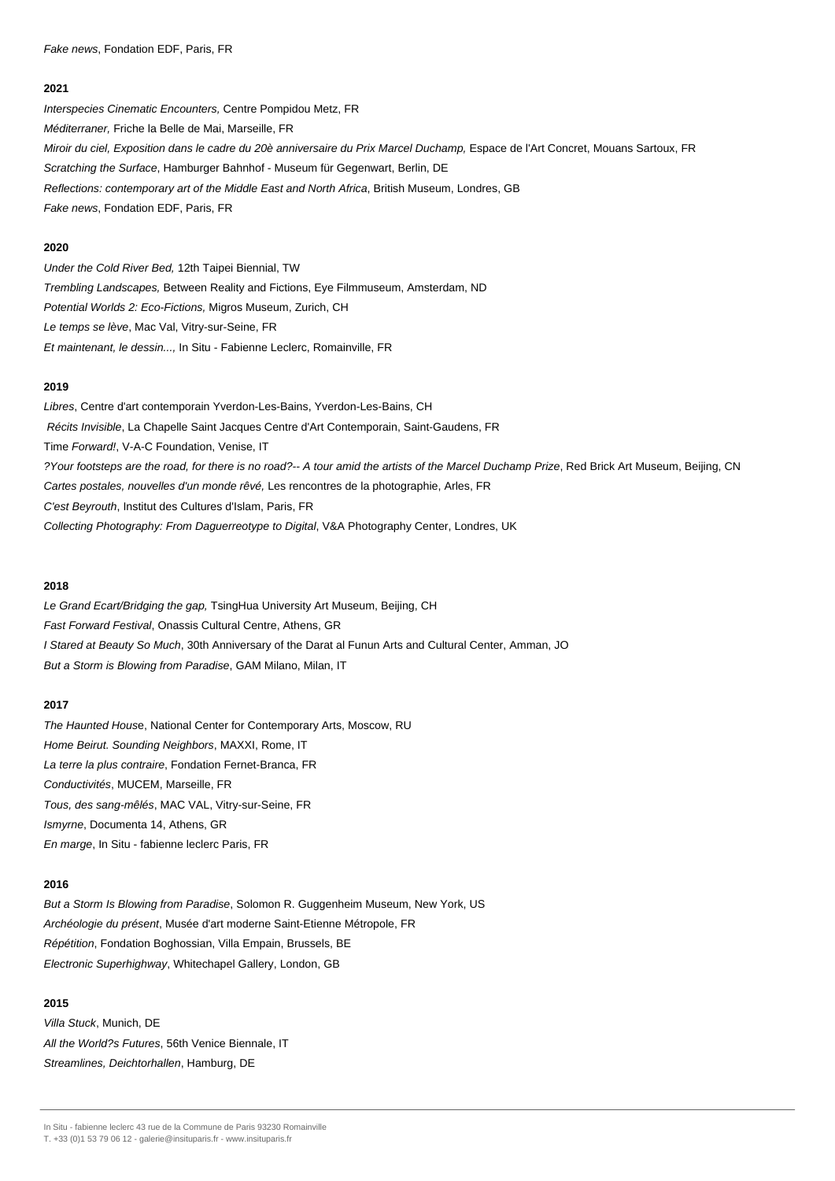*Fake news*, Fondation EDF, Paris, FR

**2021**

*Interspecies Cinematic Encounters,* Centre Pompidou Metz, FR
*Méditerraner,* Friche la Belle de Mai, Marseille, FR
*Miroir du ciel, Exposition dans le cadre du 20è anniversaire du Prix Marcel Duchamp,* Espace de l'Art Concret, Mouans Sartoux, FR
*Scratching the Surface*, Hamburger Bahnhof - Museum für Gegenwart, Berlin, DE
*Reflections: contemporary art of the Middle East and North Africa*, British Museum, Londres, GB
*Fake news*, Fondation EDF, Paris, FR

**2020**

*Under the Cold River Bed,* 12th Taipei Biennial, TW
*Trembling Landscapes,* Between Reality and Fictions, Eye Filmmuseum, Amsterdam, ND
*Potential Worlds 2: Eco-Fictions,* Migros Museum, Zurich, CH
*Le temps se lève*, Mac Val, Vitry-sur-Seine, FR
*Et maintenant, le dessin...,* In Situ - Fabienne Leclerc, Romainville, FR

**2019**

*Libres*, Centre d'art contemporain Yverdon-Les-Bains, Yverdon-Les-Bains, CH
*Récits Invisible*, La Chapelle Saint Jacques Centre d'Art Contemporain, Saint-Gaudens, FR
Time *Forward!*, V-A-C Foundation, Venise, IT
*?Your footsteps are the road, for there is no road?-- A tour amid the artists of the Marcel Duchamp Prize*, Red Brick Art Museum, Beijing, CN
*Cartes postales, nouvelles d'un monde rêvé,* Les rencontres de la photographie, Arles, FR
*C'est Beyrouth*, Institut des Cultures d'Islam, Paris, FR
*Collecting Photography: From Daguerreotype to Digital*, V&A Photography Center, Londres, UK

**2018**

*Le Grand Ecart/Bridging the gap,* TsingHua University Art Museum, Beijing, CH
*Fast Forward Festival*, Onassis Cultural Centre, Athens, GR
*I Stared at Beauty So Much*, 30th Anniversary of the Darat al Funun Arts and Cultural Center, Amman, JO
*But a Storm is Blowing from Paradise*, GAM Milano, Milan, IT

**2017**

*The Haunted House*, National Center for Contemporary Arts, Moscow, RU
*Home Beirut. Sounding Neighbors*, MAXXI, Rome, IT
*La terre la plus contraire*, Fondation Fernet-Branca, FR
*Conductivités*, MUCEM, Marseille, FR
*Tous, des sang-mêlés*, MAC VAL, Vitry-sur-Seine, FR
*Ismyrne*, Documenta 14, Athens, GR
*En marge*, In Situ - fabienne leclerc Paris, FR

**2016**

*But a Storm Is Blowing from Paradise*, Solomon R. Guggenheim Museum, New York, US
*Archéologie du présent*, Musée d'art moderne Saint-Etienne Métropole, FR
*Répétition*, Fondation Boghossian, Villa Empain, Brussels, BE
*Electronic Superhighway*, Whitechapel Gallery, London, GB

**2015**

*Villa Stuck*, Munich, DE
*All the World?s Futures*, 56th Venice Biennale, IT
*Streamlines, Deichtorhallen*, Hamburg, DE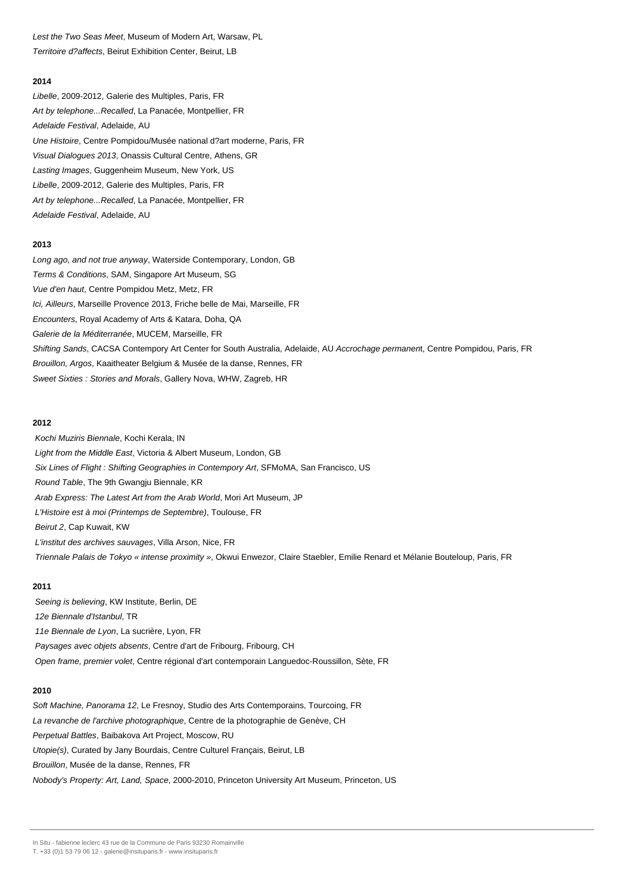*Lest the Two Seas Meet*, Museum of Modern Art, Warsaw, PL

*Territoire d?affects*, Beirut Exhibition Center, Beirut, LB

**2014**

*Libelle*, 2009-2012, Galerie des Multiples, Paris, FR

*Art by telephone...Recalled*, La Panacée, Montpellier, FR

*Adelaide Festival*, Adelaide, AU

*Une Histoire*, Centre Pompidou/Musée national d?art moderne, Paris, FR

*Visual Dialogues 2013*, Onassis Cultural Centre, Athens, GR

*Lasting Images*, Guggenheim Museum, New York, US

*Libelle*, 2009-2012, Galerie des Multiples, Paris, FR

*Art by telephone...Recalled*, La Panacée, Montpellier, FR

*Adelaide Festival*, Adelaide, AU

**2013**

*Long ago, and not true anyway*, Waterside Contemporary, London, GB

*Terms & Conditions*, SAM, Singapore Art Museum, SG

*Vue d'en haut*, Centre Pompidou Metz, Metz, FR

*Ici, Ailleurs*, Marseille Provence 2013, Friche belle de Mai, Marseille, FR

*Encounters*, Royal Academy of Arts & Katara, Doha, QA

*Galerie de la Méditerranée*, MUCEM, Marseille, FR

*Shifting Sands*, CACSA Contempory Art Center for South Australia, Adelaide, AU *Accrochage permanen*t, Centre Pompidou, Paris, FR

*Brouillon, Argos*, Kaaitheater Belgium & Musée de la danse, Rennes, FR

*Sweet Sixties : Stories and Morals*, Gallery Nova, WHW, Zagreb, HR

**2012**

*Kochi Muziris Biennale*, Kochi Kerala, IN

*Light from the Middle East*, Victoria & Albert Museum, London, GB

*Six Lines of Flight : Shifting Geographies in Contempory Art*, SFMoMA, San Francisco, US

*Round Table*, The 9th Gwangju Biennale, KR

*Arab Express: The Latest Art from the Arab World*, Mori Art Museum, JP

*L'Histoire est à moi (Printemps de Septembre)*, Toulouse, FR

*Beirut 2*, Cap Kuwait, KW

*L'institut des archives sauvages*, Villa Arson, Nice, FR

*Triennale Palais de Tokyo « intense proximity »*, Okwui Enwezor, Claire Staebler, Emilie Renard et Mélanie Bouteloup, Paris, FR

**2011**

*Seeing is believing*, KW Institute, Berlin, DE

*12e Biennale d'Istanbul*, TR

*11e Biennale de Lyon*, La sucrière, Lyon, FR

*Paysages avec objets absents*, Centre d'art de Fribourg, Fribourg, CH

*Open frame, premier volet*, Centre régional d'art contemporain Languedoc-Roussillon, Sète, FR

**2010**

*Soft Machine, Panorama 12*, Le Fresnoy, Studio des Arts Contemporains, Tourcoing, FR

*La revanche de l'archive photographique*, Centre de la photographie de Genève, CH

*Perpetual Battles*, Baibakova Art Project, Moscow, RU

*Utopie(s)*, Curated by Jany Bourdais, Centre Culturel Français, Beirut, LB

*Brouillon*, Musée de la danse, Rennes, FR

*Nobody's Property: Art, Land, Space*, 2000-2010, Princeton University Art Museum, Princeton, US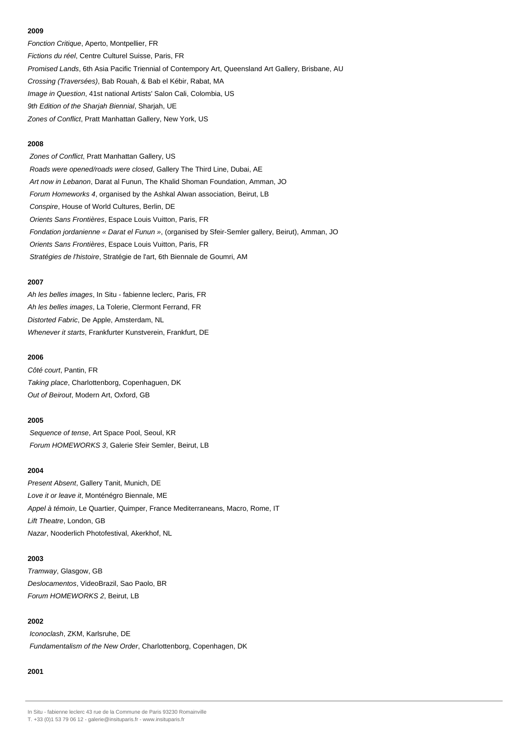**2009**

*Fonction Critique*, Aperto, Montpellier, FR
*Fictions du réel*, Centre Culturel Suisse, Paris, FR
*Promised Lands*, 6th Asia Pacific Triennial of Contempory Art, Queensland Art Gallery, Brisbane, AU
*Crossing (Traversées)*, Bab Rouah, & Bab el Kébir, Rabat, MA
*Image in Question*, 41st national Artists' Salon Cali, Colombia, US
*9th Edition of the Sharjah Biennial*, Sharjah, UE
*Zones of Conflict*, Pratt Manhattan Gallery, New York, US

**2008**

*Zones of Conflict*, Pratt Manhattan Gallery, US
*Roads were opened/roads were closed*, Gallery The Third Line, Dubai, AE
*Art now in Lebanon*, Darat al Funun, The Khalid Shoman Foundation, Amman, JO
*Forum Homeworks 4*, organised by the Ashkal Alwan association, Beirut, LB
*Conspire*, House of World Cultures, Berlin, DE
*Orients Sans Frontières*, Espace Louis Vuitton, Paris, FR
*Fondation jordanienne « Darat el Funun »*, (organised by Sfeir-Semler gallery, Beirut), Amman, JO
*Orients Sans Frontières*, Espace Louis Vuitton, Paris, FR
*Stratégies de l'histoire*, Stratégie de l'art, 6th Biennale de Goumri, AM

**2007**

*Ah les belles images*, In Situ - fabienne leclerc, Paris, FR
*Ah les belles images*, La Tolerie, Clermont Ferrand, FR
*Distorted Fabric*, De Apple, Amsterdam, NL
*Whenever it starts*, Frankfurter Kunstverein, Frankfurt, DE

**2006**

*Côté court*, Pantin, FR
*Taking place*, Charlottenborg, Copenhaguen, DK
*Out of Beirout*, Modern Art, Oxford, GB

**2005**

*Sequence of tense*, Art Space Pool, Seoul, KR
*Forum HOMEWORKS 3*, Galerie Sfeir Semler, Beirut, LB

**2004**

*Present Absent*, Gallery Tanit, Munich, DE
*Love it or leave it*, Monténégro Biennale, ME
*Appel à témoin*, Le Quartier, Quimper, France Mediterraneans, Macro, Rome, IT
*Lift Theatre*, London, GB
*Nazar*, Nooderlich Photofestival, Akerkhof, NL

**2003**

*Tramway*, Glasgow, GB
*Deslocamentos*, VideoBrazil, Sao Paolo, BR
*Forum HOMEWORKS 2*, Beirut, LB

**2002**

*Iconoclash*, ZKM, Karlsruhe, DE
*Fundamentalism of the New Order*, Charlottenborg, Copenhagen, DK

**2001**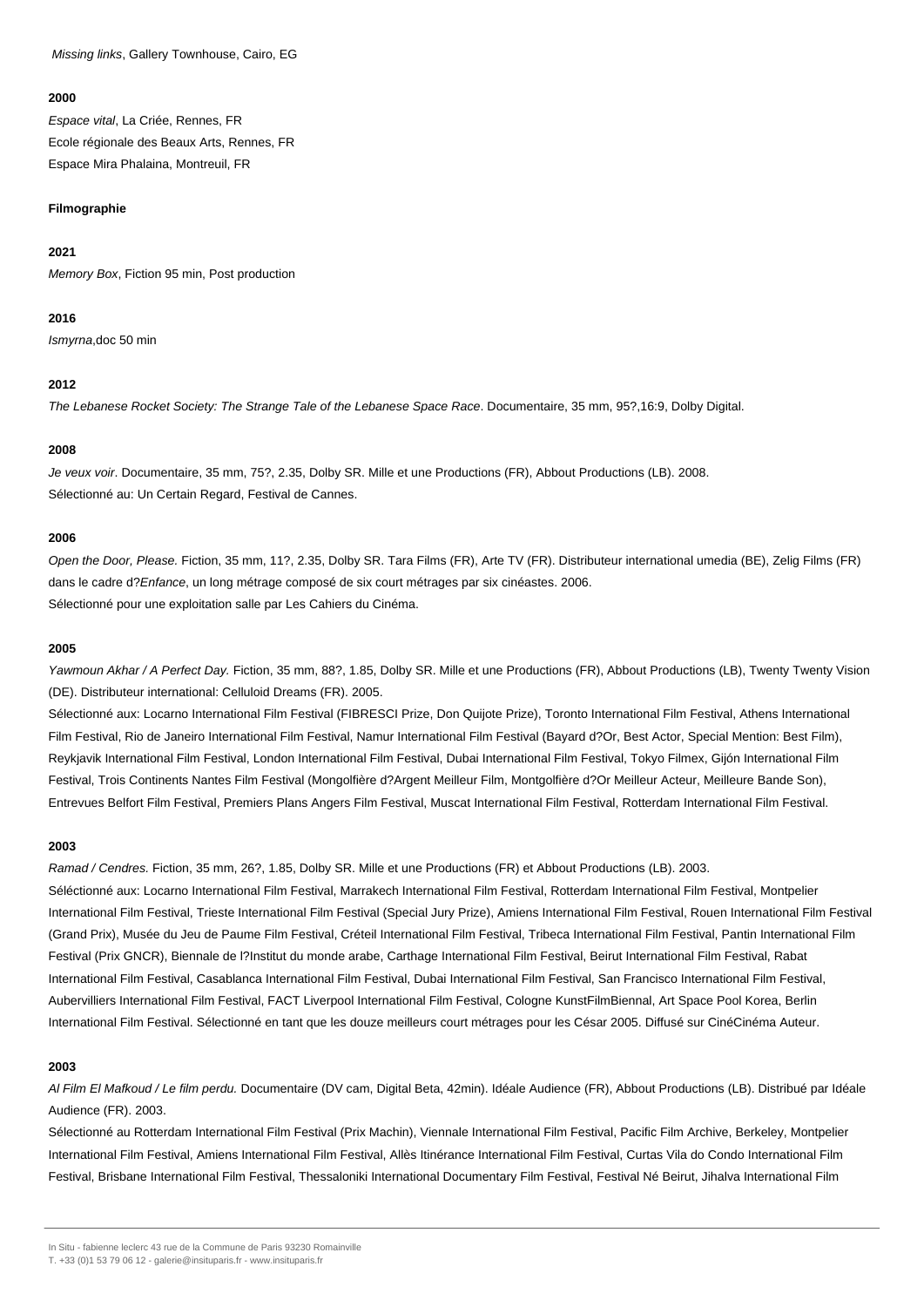*Missing links*, Gallery Townhouse, Cairo, EG

**2000**

*Espace vital*, La Criée, Rennes, FR
Ecole régionale des Beaux Arts, Rennes, FR
Espace Mira Phalaina, Montreuil, FR

**Filmographie**

**2021**

*Memory Box*, Fiction 95 min, Post production

**2016**

*Ismyrna*,doc 50 min

**2012**

*The Lebanese Rocket Society: The Strange Tale of the Lebanese Space Race*. Documentaire, 35 mm, 95?,16:9, Dolby Digital.

**2008**

*Je veux voir*. Documentaire, 35 mm, 75?, 2.35, Dolby SR. Mille et une Productions (FR), Abbout Productions (LB). 2008.
Sélectionné au: Un Certain Regard, Festival de Cannes.

**2006**

*Open the Door, Please.* Fiction, 35 mm, 11?, 2.35, Dolby SR. Tara Films (FR), Arte TV (FR). Distributeur international umedia (BE), Zelig Films (FR) dans le cadre d?*Enfance*, un long métrage composé de six court métrages par six cinéastes. 2006.
Sélectionné pour une exploitation salle par Les Cahiers du Cinéma.

**2005**

*Yawmoun Akhar / A Perfect Day.* Fiction, 35 mm, 88?, 1.85, Dolby SR. Mille et une Productions (FR), Abbout Productions (LB), Twenty Twenty Vision (DE). Distributeur international: Celluloid Dreams (FR). 2005.
Sélectionné aux: Locarno International Film Festival (FIBRESCI Prize, Don Quijote Prize), Toronto International Film Festival, Athens International Film Festival, Rio de Janeiro International Film Festival, Namur International Film Festival (Bayard d?Or, Best Actor, Special Mention: Best Film), Reykjavik International Film Festival, London International Film Festival, Dubai International Film Festival, Tokyo Filmex, Gijón International Film Festival, Trois Continents Nantes Film Festival (Mongolfière d?Argent Meilleur Film, Montgolfière d?Or Meilleur Acteur, Meilleure Bande Son), Entrevues Belfort Film Festival, Premiers Plans Angers Film Festival, Muscat International Film Festival, Rotterdam International Film Festival.

**2003**

*Ramad / Cendres.* Fiction, 35 mm, 26?, 1.85, Dolby SR. Mille et une Productions (FR) et Abbout Productions (LB). 2003.
Séléctionné aux: Locarno International Film Festival, Marrakech International Film Festival, Rotterdam International Film Festival, Montpelier International Film Festival, Trieste International Film Festival (Special Jury Prize), Amiens International Film Festival, Rouen International Film Festival (Grand Prix), Musée du Jeu de Paume Film Festival, Créteil International Film Festival, Tribeca International Film Festival, Pantin International Film Festival (Prix GNCR), Biennale de l?Institut du monde arabe, Carthage International Film Festival, Beirut International Film Festival, Rabat International Film Festival, Casablanca International Film Festival, Dubai International Film Festival, San Francisco International Film Festival, Aubervilliers International Film Festival, FACT Liverpool International Film Festival, Cologne KunstFilmBiennal, Art Space Pool Korea, Berlin International Film Festival. Sélectionné en tant que les douze meilleurs court métrages pour les César 2005. Diffusé sur CinéCinéma Auteur.

**2003**

*Al Film El Mafkoud / Le film perdu.* Documentaire (DV cam, Digital Beta, 42min). Idéale Audience (FR), Abbout Productions (LB). Distribué par Idéale Audience (FR). 2003.
Sélectionné au Rotterdam International Film Festival (Prix Machin), Viennale International Film Festival, Pacific Film Archive, Berkeley, Montpelier International Film Festival, Amiens International Film Festival, Allès Itinérance International Film Festival, Curtas Vila do Condo International Film Festival, Brisbane International Film Festival, Thessaloniki International Documentary Film Festival, Festival Né Beirut, Jihalva International Film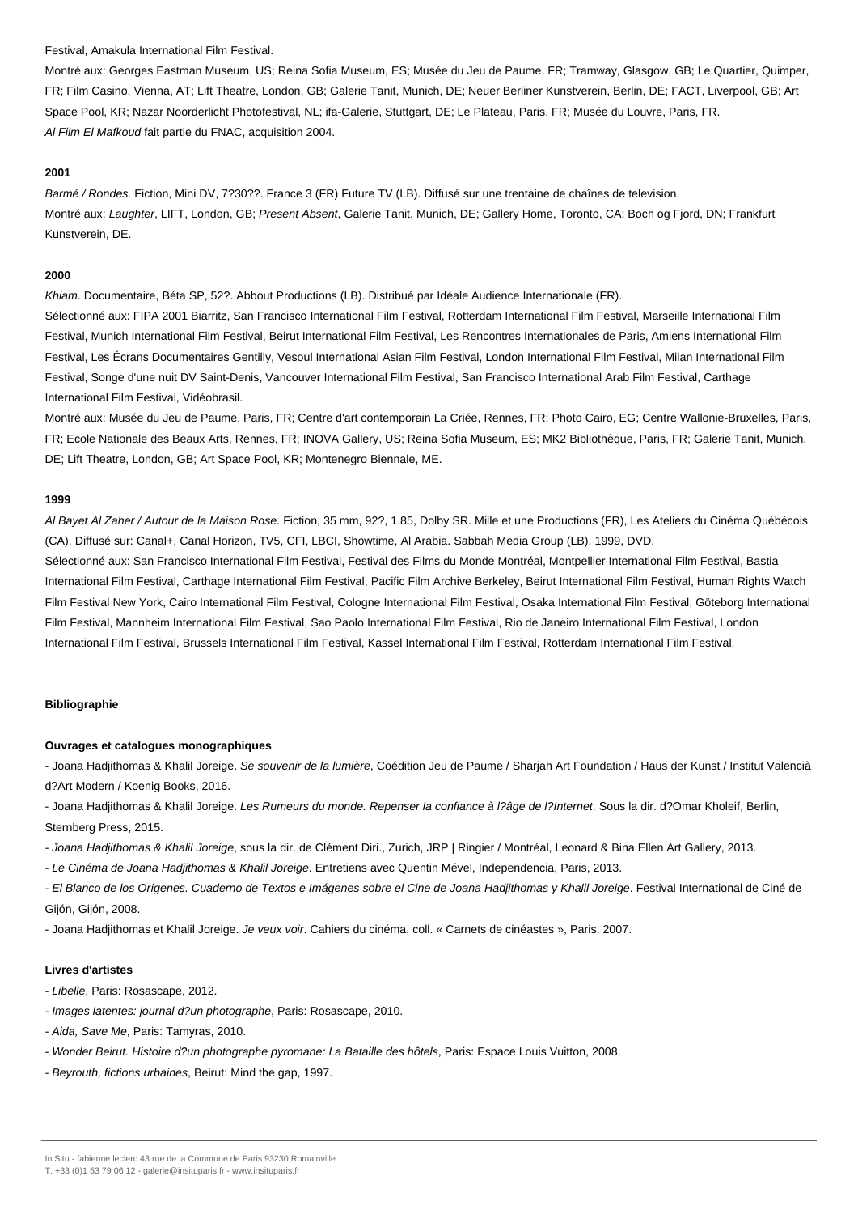Festival, Amakula International Film Festival.

Montré aux: Georges Eastman Museum, US; Reina Sofia Museum, ES; Musée du Jeu de Paume, FR; Tramway, Glasgow, GB; Le Quartier, Quimper, FR; Film Casino, Vienna, AT; Lift Theatre, London, GB; Galerie Tanit, Munich, DE; Neuer Berliner Kunstverein, Berlin, DE; FACT, Liverpool, GB; Art Space Pool, KR; Nazar Noorderlicht Photofestival, NL; ifa-Galerie, Stuttgart, DE; Le Plateau, Paris, FR; Musée du Louvre, Paris, FR.

*Al Film El Mafkoud* fait partie du FNAC, acquisition 2004.

**2001**

*Barmé / Rondes.* Fiction, Mini DV, 7?30??. France 3 (FR) Future TV (LB). Diffusé sur une trentaine de chaînes de television.

Montré aux: *Laughter*, LIFT, London, GB; *Present Absent*, Galerie Tanit, Munich, DE; Gallery Home, Toronto, CA; Boch og Fjord, DN; Frankfurt Kunstverein, DE.

**2000**

*Khiam*. Documentaire, Béta SP, 52?. Abbout Productions (LB). Distribué par Idéale Audience Internationale (FR).

Sélectionné aux: FIPA 2001 Biarritz, San Francisco International Film Festival, Rotterdam International Film Festival, Marseille International Film Festival, Munich International Film Festival, Beirut International Film Festival, Les Rencontres Internationales de Paris, Amiens International Film Festival, Les Écrans Documentaires Gentilly, Vesoul International Asian Film Festival, London International Film Festival, Milan International Film Festival, Songe d'une nuit DV Saint-Denis, Vancouver International Film Festival, San Francisco International Arab Film Festival, Carthage International Film Festival, Vidéobrasil.

Montré aux: Musée du Jeu de Paume, Paris, FR; Centre d'art contemporain La Criée, Rennes, FR; Photo Cairo, EG; Centre Wallonie-Bruxelles, Paris, FR; Ecole Nationale des Beaux Arts, Rennes, FR; INOVA Gallery, US; Reina Sofia Museum, ES; MK2 Bibliothèque, Paris, FR; Galerie Tanit, Munich, DE; Lift Theatre, London, GB; Art Space Pool, KR; Montenegro Biennale, ME.

**1999**

*Al Bayet Al Zaher / Autour de la Maison Rose.* Fiction, 35 mm, 92?, 1.85, Dolby SR. Mille et une Productions (FR), Les Ateliers du Cinéma Québécois (CA). Diffusé sur: Canal+, Canal Horizon, TV5, CFI, LBCI, Showtime, Al Arabia. Sabbah Media Group (LB), 1999, DVD.

Sélectionné aux: San Francisco International Film Festival, Festival des Films du Monde Montréal, Montpellier International Film Festival, Bastia International Film Festival, Carthage International Film Festival, Pacific Film Archive Berkeley, Beirut International Film Festival, Human Rights Watch Film Festival New York, Cairo International Film Festival, Cologne International Film Festival, Osaka International Film Festival, Göteborg International Film Festival, Mannheim International Film Festival, Sao Paolo International Film Festival, Rio de Janeiro International Film Festival, London International Film Festival, Brussels International Film Festival, Kassel International Film Festival, Rotterdam International Film Festival.

**Bibliographie**

**Ouvrages et catalogues monographiques**

- Joana Hadjithomas & Khalil Joreige. *Se souvenir de la lumière*, Coédition Jeu de Paume / Sharjah Art Foundation / Haus der Kunst / Institut Valencià d?Art Modern / Koenig Books, 2016.
- Joana Hadjithomas & Khalil Joreige. *Les Rumeurs du monde. Repenser la confiance à l?âge de l?Internet*. Sous la dir. d?Omar Kholeif, Berlin, Sternberg Press, 2015.
- *Joana Hadjithomas & Khalil Joreige*, sous la dir. de Clément Diri., Zurich, JRP | Ringier / Montréal, Leonard & Bina Ellen Art Gallery, 2013.
- *Le Cinéma de Joana Hadjithomas & Khalil Joreige*. Entretiens avec Quentin Mével, Independencia, Paris, 2013.
- *El Blanco de los Orígenes. Cuaderno de Textos e Imágenes sobre el Cine de Joana Hadjithomas y Khalil Joreige*. Festival International de Ciné de Gijón, Gijón, 2008.
- Joana Hadjithomas et Khalil Joreige. *Je veux voir*. Cahiers du cinéma, coll. « Carnets de cinéastes », Paris, 2007.

**Livres d'artistes**

- *Libelle*, Paris: Rosascape, 2012.
- *Images latentes: journal d?un photographe*, Paris: Rosascape, 2010.
- *Aida, Save Me*, Paris: Tamyras, 2010.
- *Wonder Beirut. Histoire d?un photographe pyromane: La Bataille des hôtels*, Paris: Espace Louis Vuitton, 2008.
- *Beyrouth, fictions urbaines*, Beirut: Mind the gap, 1997.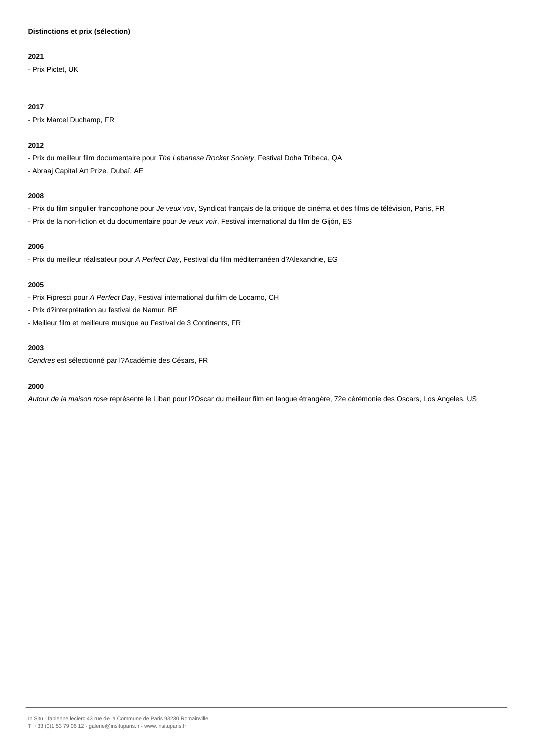**Distinctions et prix (sélection)**

**2021**

- Prix Pictet, UK

**2017**

- Prix Marcel Duchamp, FR

**2012**

- Prix du meilleur film documentaire pour *The Lebanese Rocket Society*, Festival Doha Tribeca, QA
- Abraaj Capital Art Prize, Dubaï, AE

**2008**

- Prix du film singulier francophone pour *Je veux voir*, Syndicat français de la critique de cinéma et des films de télévision, Paris, FR
- Prix de la non-fiction et du documentaire pour *Je veux voir*, Festival international du film de Gijón, ES

**2006**

- Prix du meilleur réalisateur pour *A Perfect Day*, Festival du film méditerranéen d?Alexandrie, EG

**2005**

- Prix Fipresci pour *A Perfect Day*, Festival international du film de Locarno, CH
- Prix d?interprétation au festival de Namur, BE
- Meilleur film et meilleure musique au Festival de 3 Continents, FR

**2003**

*Cendres* est sélectionné par l?Académie des Césars, FR

**2000**

*Autour de la maison rose* représente le Liban pour l?Oscar du meilleur film en langue étrangère, 72e cérémonie des Oscars, Los Angeles, US